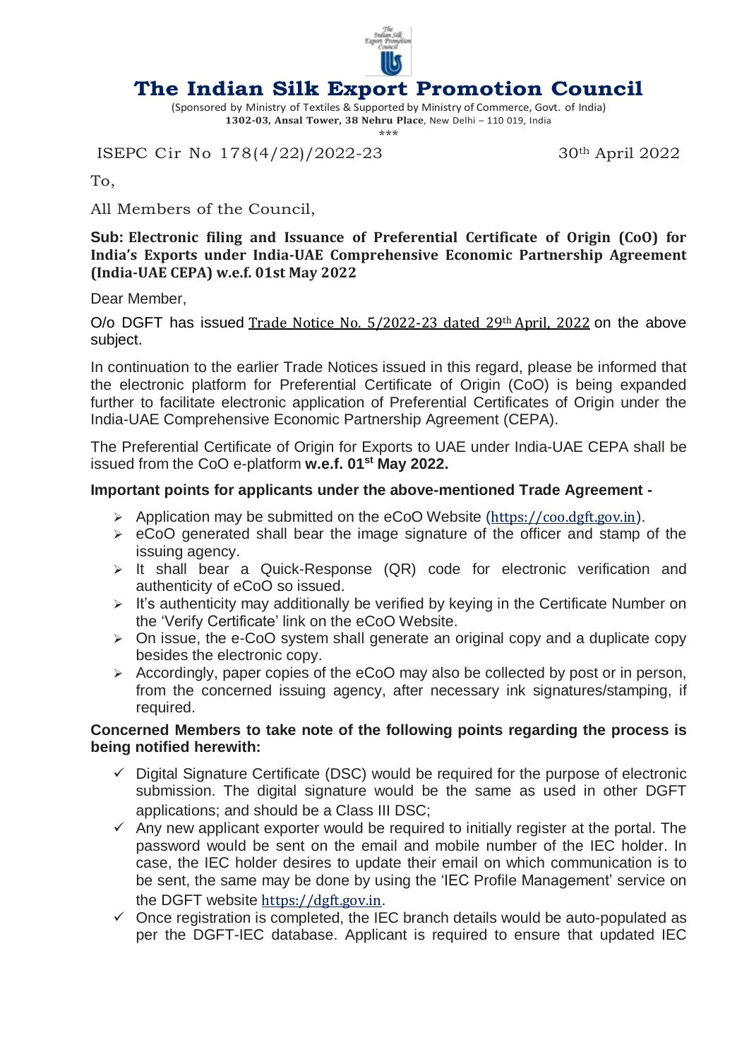# The Indian Silk Export Promotion Council

(Sponsored by Ministry of Textiles & Supported by Ministry of Commerce, Govt. of India)
**1302-03, Ansal Tower, 38 Nehru Place**, New Delhi – 110 019, India

\*\*\*

ISEPC Cir No 178(4/22)/2022-23 — 30th April 2022

To,

All Members of the Council,

**Sub: Electronic filing and Issuance of Preferential Certificate of Origin (CoO) for India's Exports under India-UAE Comprehensive Economic Partnership Agreement (India-UAE CEPA) w.e.f. 01st May 2022**

Dear Member,

O/o DGFT has issued Trade Notice No. 5/2022-23 dated 29th April, 2022 on the above subject.

In continuation to the earlier Trade Notices issued in this regard, please be informed that the electronic platform for Preferential Certificate of Origin (CoO) is being expanded further to facilitate electronic application of Preferential Certificates of Origin under the India-UAE Comprehensive Economic Partnership Agreement (CEPA).

The Preferential Certificate of Origin for Exports to UAE under India-UAE CEPA shall be issued from the CoO e-platform **w.e.f. 01st May 2022.**

**Important points for applicants under the above-mentioned Trade Agreement -**

- Application may be submitted on the eCoO Website (https://coo.dgft.gov.in).
- eCoO generated shall bear the image signature of the officer and stamp of the issuing agency.
- It shall bear a Quick-Response (QR) code for electronic verification and authenticity of eCoO so issued.
- It's authenticity may additionally be verified by keying in the Certificate Number on the 'Verify Certificate' link on the eCoO Website.
- On issue, the e-CoO system shall generate an original copy and a duplicate copy besides the electronic copy.
- Accordingly, paper copies of the eCoO may also be collected by post or in person, from the concerned issuing agency, after necessary ink signatures/stamping, if required.

**Concerned Members to take note of the following points regarding the process is being notified herewith:**

- ✓ Digital Signature Certificate (DSC) would be required for the purpose of electronic submission. The digital signature would be the same as used in other DGFT applications; and should be a Class III DSC;
- ✓ Any new applicant exporter would be required to initially register at the portal. The password would be sent on the email and mobile number of the IEC holder. In case, the IEC holder desires to update their email on which communication is to be sent, the same may be done by using the 'IEC Profile Management' service on the DGFT website https://dgft.gov.in.
- ✓ Once registration is completed, the IEC branch details would be auto-populated as per the DGFT-IEC database. Applicant is required to ensure that updated IEC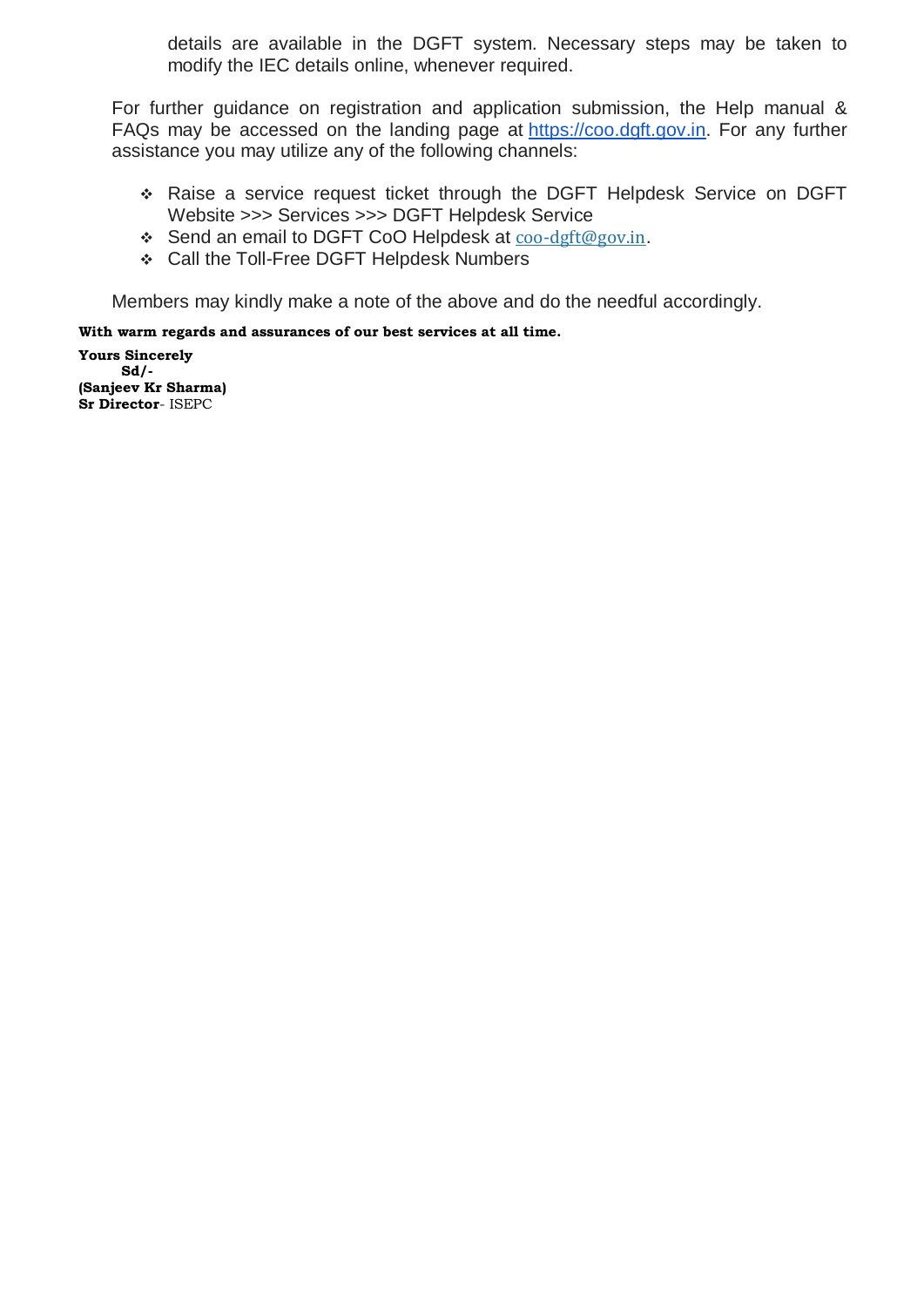details are available in the DGFT system. Necessary steps may be taken to modify the IEC details online, whenever required.

For further guidance on registration and application submission, the Help manual & FAQs may be accessed on the landing page at https://coo.dgft.gov.in. For any further assistance you may utilize any of the following channels:

- Raise a service request ticket through the DGFT Helpdesk Service on DGFT Website >>> Services >>> DGFT Helpdesk Service
- Send an email to DGFT CoO Helpdesk at coo-dgft@gov.in.
- Call the Toll-Free DGFT Helpdesk Numbers

Members may kindly make a note of the above and do the needful accordingly.

**With warm regards and assurances of our best services at all time.**

**Yours Sincerely**
**Sd/-**
**(Sanjeev Kr Sharma)**
**Sr Director**- ISEPC